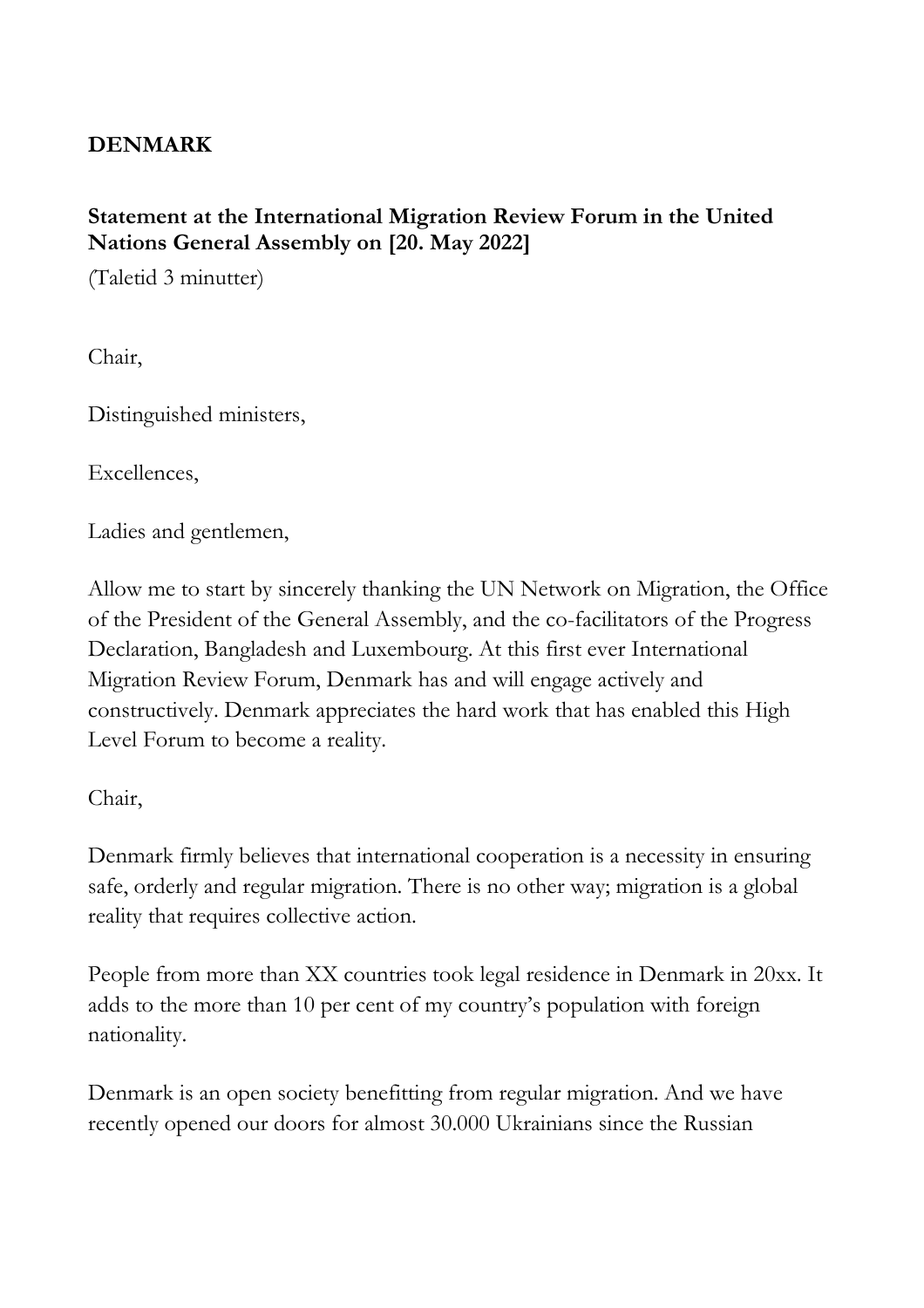**DENMARK**

**Statement at the International Migration Review Forum in the United Nations General Assembly on [20. May 2022]**

(Taletid 3 minutter)

Chair,

Distinguished ministers,

Excellences,

Ladies and gentlemen,

Allow me to start by sincerely thanking the UN Network on Migration, the Office of the President of the General Assembly, and the co-facilitators of the Progress Declaration, Bangladesh and Luxembourg. At this first ever International Migration Review Forum, Denmark has and will engage actively and constructively. Denmark appreciates the hard work that has enabled this High Level Forum to become a reality.

Chair,

Denmark firmly believes that international cooperation is a necessity in ensuring safe, orderly and regular migration. There is no other way; migration is a global reality that requires collective action.

People from more than XX countries took legal residence in Denmark in 20xx. It adds to the more than 10 per cent of my country's population with foreign nationality.

Denmark is an open society benefitting from regular migration. And we have recently opened our doors for almost 30.000 Ukrainians since the Russian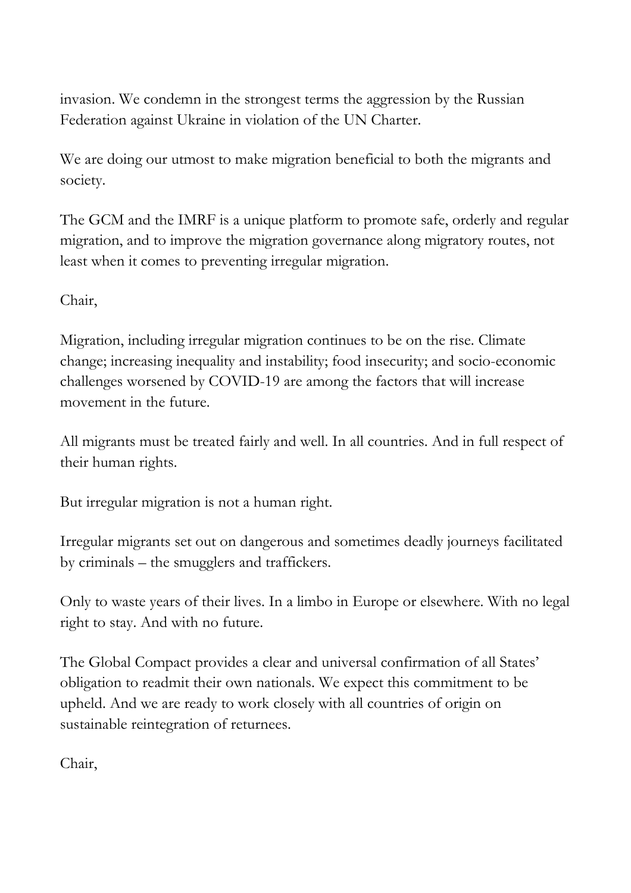invasion. We condemn in the strongest terms the aggression by the Russian Federation against Ukraine in violation of the UN Charter.

We are doing our utmost to make migration beneficial to both the migrants and society.

The GCM and the IMRF is a unique platform to promote safe, orderly and regular migration, and to improve the migration governance along migratory routes, not least when it comes to preventing irregular migration.

Chair,

Migration, including irregular migration continues to be on the rise. Climate change; increasing inequality and instability; food insecurity; and socio-economic challenges worsened by COVID-19 are among the factors that will increase movement in the future.

All migrants must be treated fairly and well. In all countries. And in full respect of their human rights.

But irregular migration is not a human right.

Irregular migrants set out on dangerous and sometimes deadly journeys facilitated by criminals – the smugglers and traffickers.

Only to waste years of their lives. In a limbo in Europe or elsewhere. With no legal right to stay. And with no future.

The Global Compact provides a clear and universal confirmation of all States' obligation to readmit their own nationals. We expect this commitment to be upheld. And we are ready to work closely with all countries of origin on sustainable reintegration of returnees.

Chair,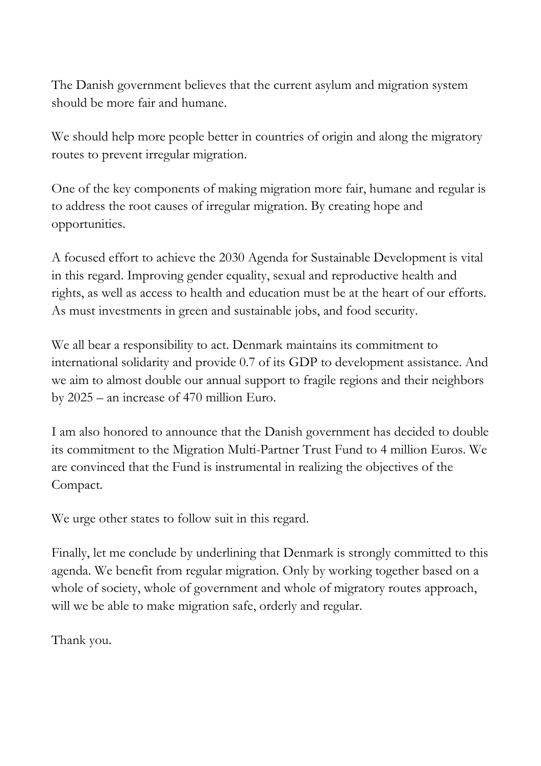The Danish government believes that the current asylum and migration system should be more fair and humane.

We should help more people better in countries of origin and along the migratory routes to prevent irregular migration.

One of the key components of making migration more fair, humane and regular is to address the root causes of irregular migration. By creating hope and opportunities.

A focused effort to achieve the 2030 Agenda for Sustainable Development is vital in this regard. Improving gender equality, sexual and reproductive health and rights, as well as access to health and education must be at the heart of our efforts. As must investments in green and sustainable jobs, and food security.

We all bear a responsibility to act. Denmark maintains its commitment to international solidarity and provide 0.7 of its GDP to development assistance. And we aim to almost double our annual support to fragile regions and their neighbors by 2025 – an increase of 470 million Euro.

I am also honored to announce that the Danish government has decided to double its commitment to the Migration Multi-Partner Trust Fund to 4 million Euros. We are convinced that the Fund is instrumental in realizing the objectives of the Compact.

We urge other states to follow suit in this regard.

Finally, let me conclude by underlining that Denmark is strongly committed to this agenda. We benefit from regular migration. Only by working together based on a whole of society, whole of government and whole of migratory routes approach, will we be able to make migration safe, orderly and regular.

Thank you.